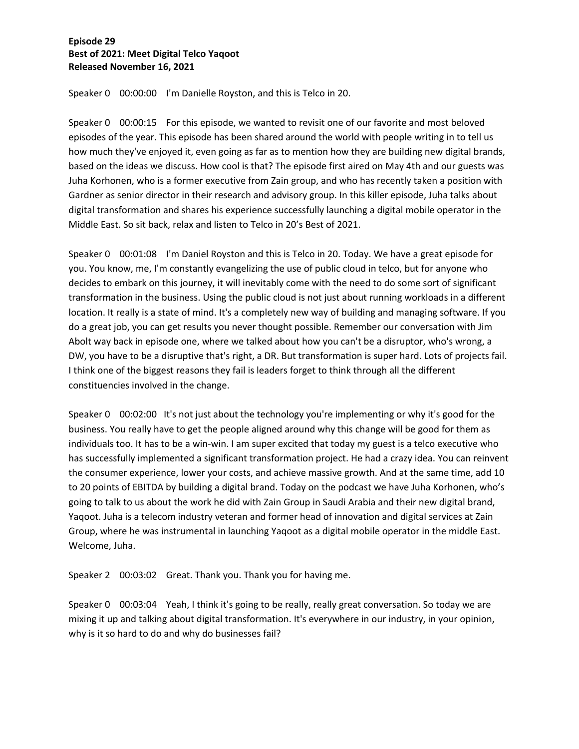**Episode 29**
**Best of 2021: Meet Digital Telco Yaqoot**
**Released November 16, 2021**

Speaker 0 00:00:00 I'm Danielle Royston, and this is Telco in 20.

Speaker 0 00:00:15 For this episode, we wanted to revisit one of our favorite and most beloved episodes of the year. This episode has been shared around the world with people writing in to tell us how much they've enjoyed it, even going as far as to mention how they are building new digital brands, based on the ideas we discuss. How cool is that? The episode first aired on May 4th and our guests was Juha Korhonen, who is a former executive from Zain group, and who has recently taken a position with Gardner as senior director in their research and advisory group. In this killer episode, Juha talks about digital transformation and shares his experience successfully launching a digital mobile operator in the Middle East. So sit back, relax and listen to Telco in 20's Best of 2021.

Speaker 0 00:01:08 I'm Daniel Royston and this is Telco in 20. Today. We have a great episode for you. You know, me, I'm constantly evangelizing the use of public cloud in telco, but for anyone who decides to embark on this journey, it will inevitably come with the need to do some sort of significant transformation in the business. Using the public cloud is not just about running workloads in a different location. It really is a state of mind. It's a completely new way of building and managing software. If you do a great job, you can get results you never thought possible. Remember our conversation with Jim Abolt way back in episode one, where we talked about how you can't be a disruptor, who's wrong, a DW, you have to be a disruptive that's right, a DR. But transformation is super hard. Lots of projects fail. I think one of the biggest reasons they fail is leaders forget to think through all the different constituencies involved in the change.

Speaker 0 00:02:00 It's not just about the technology you're implementing or why it's good for the business. You really have to get the people aligned around why this change will be good for them as individuals too. It has to be a win-win. I am super excited that today my guest is a telco executive who has successfully implemented a significant transformation project. He had a crazy idea. You can reinvent the consumer experience, lower your costs, and achieve massive growth. And at the same time, add 10 to 20 points of EBITDA by building a digital brand. Today on the podcast we have Juha Korhonen, who's going to talk to us about the work he did with Zain Group in Saudi Arabia and their new digital brand, Yaqoot. Juha is a telecom industry veteran and former head of innovation and digital services at Zain Group, where he was instrumental in launching Yaqoot as a digital mobile operator in the middle East. Welcome, Juha.

Speaker 2 00:03:02 Great. Thank you. Thank you for having me.

Speaker 0 00:03:04 Yeah, I think it's going to be really, really great conversation. So today we are mixing it up and talking about digital transformation. It's everywhere in our industry, in your opinion, why is it so hard to do and why do businesses fail?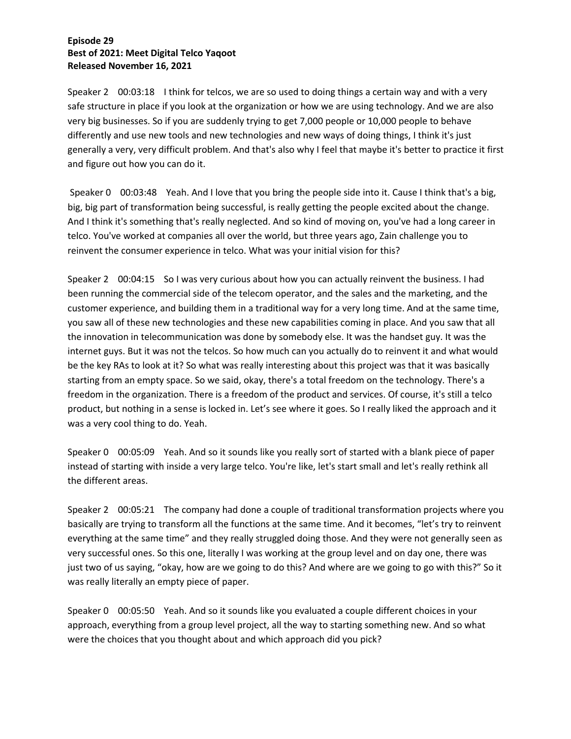**Episode 29**
**Best of 2021: Meet Digital Telco Yaqoot**
**Released November 16, 2021**

Speaker 2 00:03:18 I think for telcos, we are so used to doing things a certain way and with a very safe structure in place if you look at the organization or how we are using technology. And we are also very big businesses. So if you are suddenly trying to get 7,000 people or 10,000 people to behave differently and use new tools and new technologies and new ways of doing things, I think it's just generally a very, very difficult problem. And that's also why I feel that maybe it's better to practice it first and figure out how you can do it.

Speaker 0 00:03:48 Yeah. And I love that you bring the people side into it. Cause I think that's a big, big, big part of transformation being successful, is really getting the people excited about the change. And I think it's something that's really neglected. And so kind of moving on, you've had a long career in telco. You've worked at companies all over the world, but three years ago, Zain challenge you to reinvent the consumer experience in telco. What was your initial vision for this?

Speaker 2 00:04:15 So I was very curious about how you can actually reinvent the business. I had been running the commercial side of the telecom operator, and the sales and the marketing, and the customer experience, and building them in a traditional way for a very long time. And at the same time, you saw all of these new technologies and these new capabilities coming in place. And you saw that all the innovation in telecommunication was done by somebody else. It was the handset guy. It was the internet guys. But it was not the telcos. So how much can you actually do to reinvent it and what would be the key RAs to look at it? So what was really interesting about this project was that it was basically starting from an empty space. So we said, okay, there's a total freedom on the technology. There's a freedom in the organization. There is a freedom of the product and services. Of course, it's still a telco product, but nothing in a sense is locked in. Let's see where it goes. So I really liked the approach and it was a very cool thing to do. Yeah.

Speaker 0 00:05:09 Yeah. And so it sounds like you really sort of started with a blank piece of paper instead of starting with inside a very large telco. You're like, let's start small and let's really rethink all the different areas.

Speaker 2 00:05:21 The company had done a couple of traditional transformation projects where you basically are trying to transform all the functions at the same time. And it becomes, "let's try to reinvent everything at the same time" and they really struggled doing those. And they were not generally seen as very successful ones. So this one, literally I was working at the group level and on day one, there was just two of us saying, "okay, how are we going to do this? And where are we going to go with this?" So it was really literally an empty piece of paper.

Speaker 0 00:05:50 Yeah. And so it sounds like you evaluated a couple different choices in your approach, everything from a group level project, all the way to starting something new. And so what were the choices that you thought about and which approach did you pick?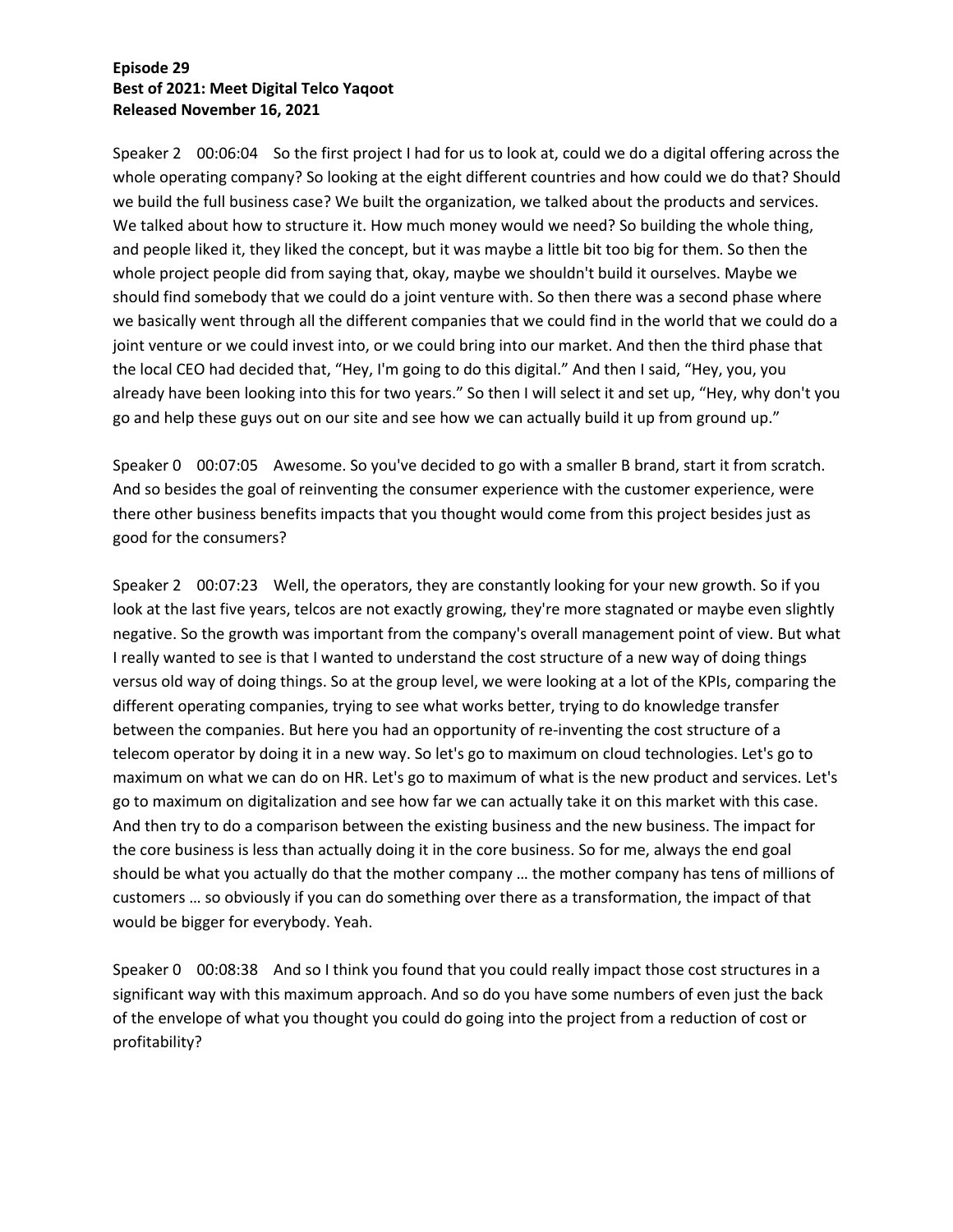**Episode 29**
**Best of 2021: Meet Digital Telco Yaqoot**
**Released November 16, 2021**

Speaker 2 00:06:04 So the first project I had for us to look at, could we do a digital offering across the whole operating company? So looking at the eight different countries and how could we do that? Should we build the full business case? We built the organization, we talked about the products and services. We talked about how to structure it. How much money would we need? So building the whole thing, and people liked it, they liked the concept, but it was maybe a little bit too big for them. So then the whole project people did from saying that, okay, maybe we shouldn't build it ourselves. Maybe we should find somebody that we could do a joint venture with. So then there was a second phase where we basically went through all the different companies that we could find in the world that we could do a joint venture or we could invest into, or we could bring into our market. And then the third phase that the local CEO had decided that, "Hey, I'm going to do this digital." And then I said, "Hey, you, you already have been looking into this for two years." So then I will select it and set up, "Hey, why don't you go and help these guys out on our site and see how we can actually build it up from ground up."

Speaker 0 00:07:05 Awesome. So you've decided to go with a smaller B brand, start it from scratch. And so besides the goal of reinventing the consumer experience with the customer experience, were there other business benefits impacts that you thought would come from this project besides just as good for the consumers?

Speaker 2 00:07:23 Well, the operators, they are constantly looking for your new growth. So if you look at the last five years, telcos are not exactly growing, they're more stagnated or maybe even slightly negative. So the growth was important from the company's overall management point of view. But what I really wanted to see is that I wanted to understand the cost structure of a new way of doing things versus old way of doing things. So at the group level, we were looking at a lot of the KPIs, comparing the different operating companies, trying to see what works better, trying to do knowledge transfer between the companies. But here you had an opportunity of re-inventing the cost structure of a telecom operator by doing it in a new way. So let's go to maximum on cloud technologies. Let's go to maximum on what we can do on HR. Let's go to maximum of what is the new product and services. Let's go to maximum on digitalization and see how far we can actually take it on this market with this case. And then try to do a comparison between the existing business and the new business. The impact for the core business is less than actually doing it in the core business. So for me, always the end goal should be what you actually do that the mother company … the mother company has tens of millions of customers … so obviously if you can do something over there as a transformation, the impact of that would be bigger for everybody. Yeah.

Speaker 0 00:08:38 And so I think you found that you could really impact those cost structures in a significant way with this maximum approach. And so do you have some numbers of even just the back of the envelope of what you thought you could do going into the project from a reduction of cost or profitability?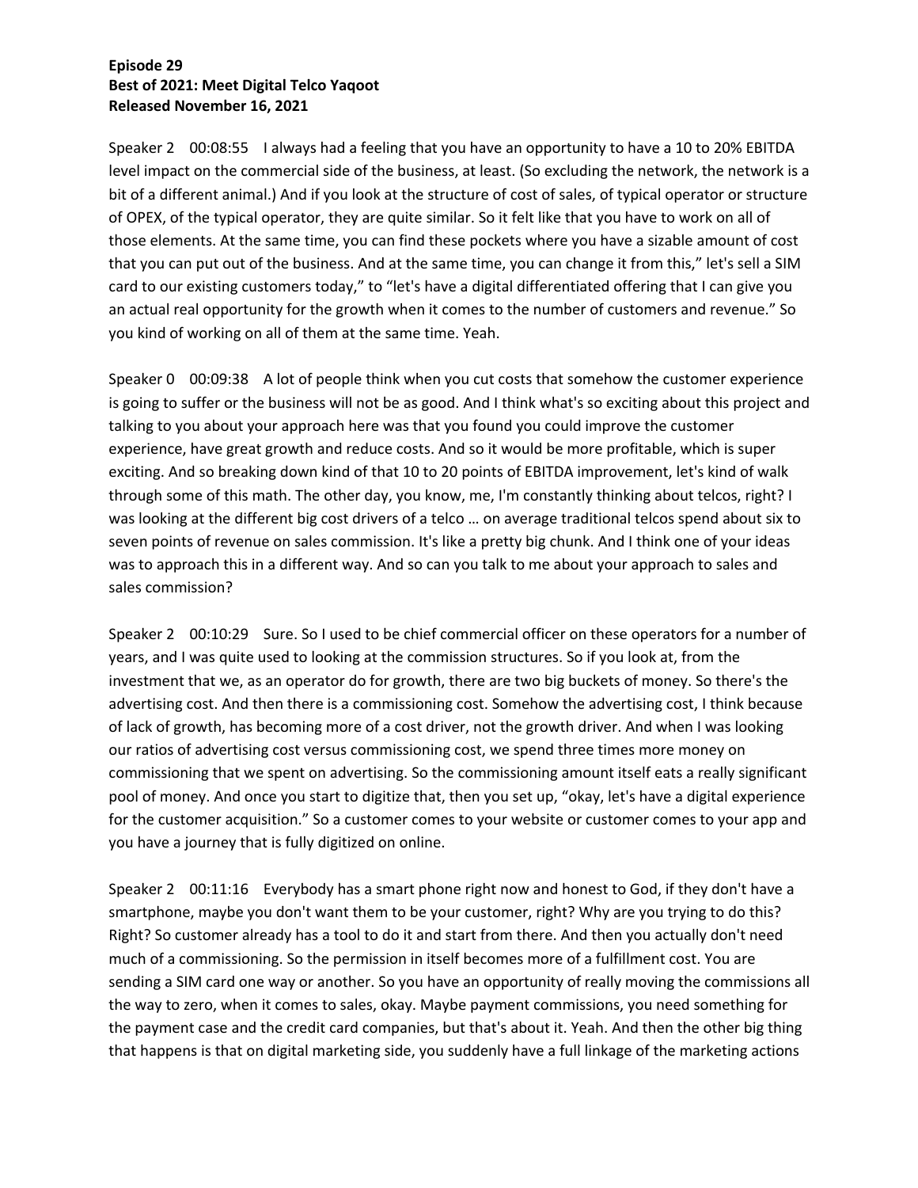**Episode 29**
**Best of 2021: Meet Digital Telco Yaqoot**
**Released November 16, 2021**

Speaker 2 00:08:55 I always had a feeling that you have an opportunity to have a 10 to 20% EBITDA level impact on the commercial side of the business, at least. (So excluding the network, the network is a bit of a different animal.) And if you look at the structure of cost of sales, of typical operator or structure of OPEX, of the typical operator, they are quite similar. So it felt like that you have to work on all of those elements. At the same time, you can find these pockets where you have a sizable amount of cost that you can put out of the business. And at the same time, you can change it from this," let's sell a SIM card to our existing customers today," to "let's have a digital differentiated offering that I can give you an actual real opportunity for the growth when it comes to the number of customers and revenue." So you kind of working on all of them at the same time. Yeah.

Speaker 0 00:09:38 A lot of people think when you cut costs that somehow the customer experience is going to suffer or the business will not be as good. And I think what's so exciting about this project and talking to you about your approach here was that you found you could improve the customer experience, have great growth and reduce costs. And so it would be more profitable, which is super exciting. And so breaking down kind of that 10 to 20 points of EBITDA improvement, let's kind of walk through some of this math. The other day, you know, me, I'm constantly thinking about telcos, right? I was looking at the different big cost drivers of a telco … on average traditional telcos spend about six to seven points of revenue on sales commission. It's like a pretty big chunk. And I think one of your ideas was to approach this in a different way. And so can you talk to me about your approach to sales and sales commission?

Speaker 2 00:10:29 Sure. So I used to be chief commercial officer on these operators for a number of years, and I was quite used to looking at the commission structures. So if you look at, from the investment that we, as an operator do for growth, there are two big buckets of money. So there's the advertising cost. And then there is a commissioning cost. Somehow the advertising cost, I think because of lack of growth, has becoming more of a cost driver, not the growth driver. And when I was looking our ratios of advertising cost versus commissioning cost, we spend three times more money on commissioning that we spent on advertising. So the commissioning amount itself eats a really significant pool of money. And once you start to digitize that, then you set up, "okay, let's have a digital experience for the customer acquisition." So a customer comes to your website or customer comes to your app and you have a journey that is fully digitized on online.

Speaker 2 00:11:16 Everybody has a smart phone right now and honest to God, if they don't have a smartphone, maybe you don't want them to be your customer, right? Why are you trying to do this? Right? So customer already has a tool to do it and start from there. And then you actually don't need much of a commissioning. So the permission in itself becomes more of a fulfillment cost. You are sending a SIM card one way or another. So you have an opportunity of really moving the commissions all the way to zero, when it comes to sales, okay. Maybe payment commissions, you need something for the payment case and the credit card companies, but that's about it. Yeah. And then the other big thing that happens is that on digital marketing side, you suddenly have a full linkage of the marketing actions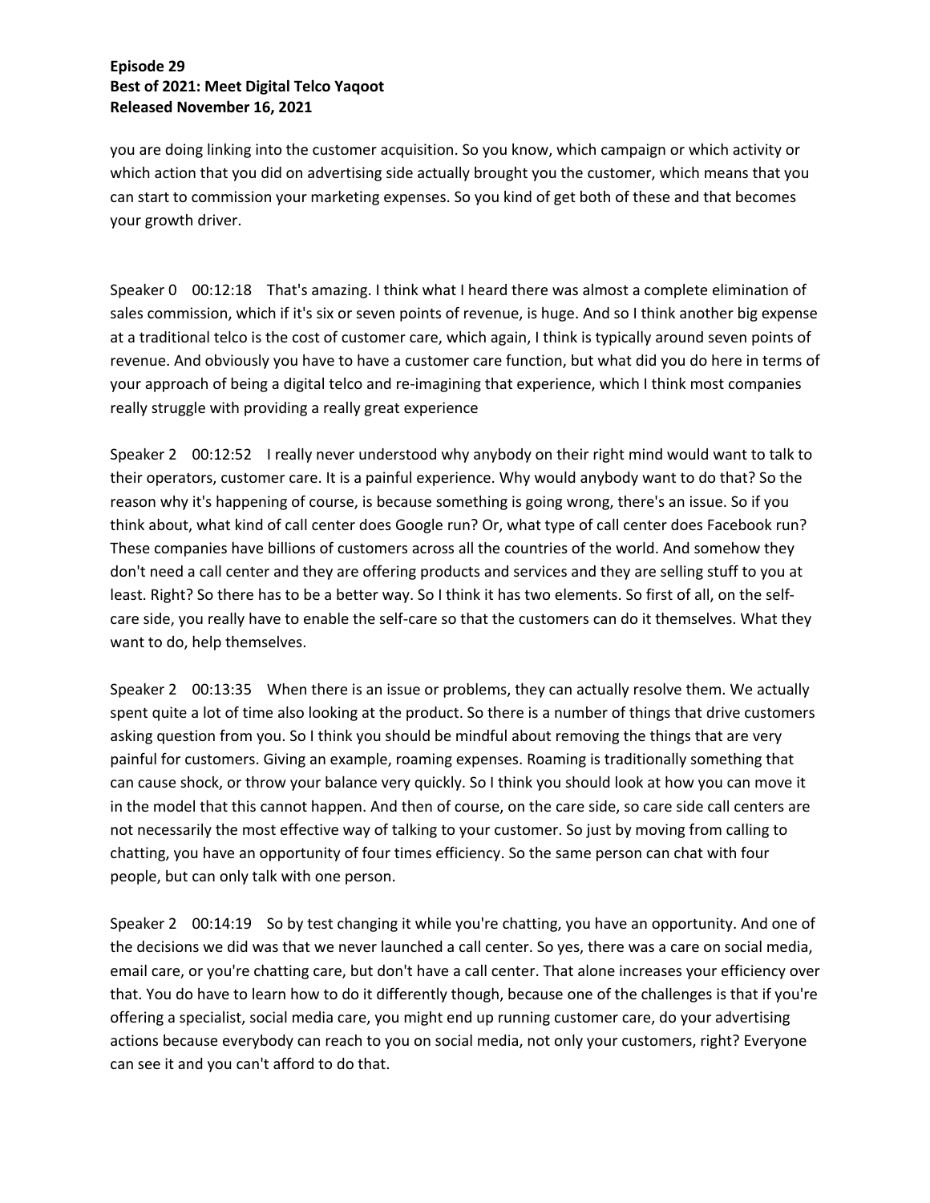you are doing linking into the customer acquisition. So you know, which campaign or which activity or which action that you did on advertising side actually brought you the customer, which means that you can start to commission your marketing expenses. So you kind of get both of these and that becomes your growth driver.

Speaker 0 00:12:18 That's amazing. I think what I heard there was almost a complete elimination of sales commission, which if it's six or seven points of revenue, is huge. And so I think another big expense at a traditional telco is the cost of customer care, which again, I think is typically around seven points of revenue. And obviously you have to have a customer care function, but what did you do here in terms of your approach of being a digital telco and re-imagining that experience, which I think most companies really struggle with providing a really great experience

Speaker 2 00:12:52 I really never understood why anybody on their right mind would want to talk to their operators, customer care. It is a painful experience. Why would anybody want to do that? So the reason why it's happening of course, is because something is going wrong, there's an issue. So if you think about, what kind of call center does Google run? Or, what type of call center does Facebook run? These companies have billions of customers across all the countries of the world. And somehow they don't need a call center and they are offering products and services and they are selling stuff to you at least. Right? So there has to be a better way. So I think it has two elements. So first of all, on the self-care side, you really have to enable the self-care so that the customers can do it themselves. What they want to do, help themselves.

Speaker 2 00:13:35 When there is an issue or problems, they can actually resolve them. We actually spent quite a lot of time also looking at the product. So there is a number of things that drive customers asking question from you. So I think you should be mindful about removing the things that are very painful for customers. Giving an example, roaming expenses. Roaming is traditionally something that can cause shock, or throw your balance very quickly. So I think you should look at how you can move it in the model that this cannot happen. And then of course, on the care side, so care side call centers are not necessarily the most effective way of talking to your customer. So just by moving from calling to chatting, you have an opportunity of four times efficiency. So the same person can chat with four people, but can only talk with one person.

Speaker 2 00:14:19 So by test changing it while you're chatting, you have an opportunity. And one of the decisions we did was that we never launched a call center. So yes, there was a care on social media, email care, or you're chatting care, but don't have a call center. That alone increases your efficiency over that. You do have to learn how to do it differently though, because one of the challenges is that if you're offering a specialist, social media care, you might end up running customer care, do your advertising actions because everybody can reach to you on social media, not only your customers, right? Everyone can see it and you can't afford to do that.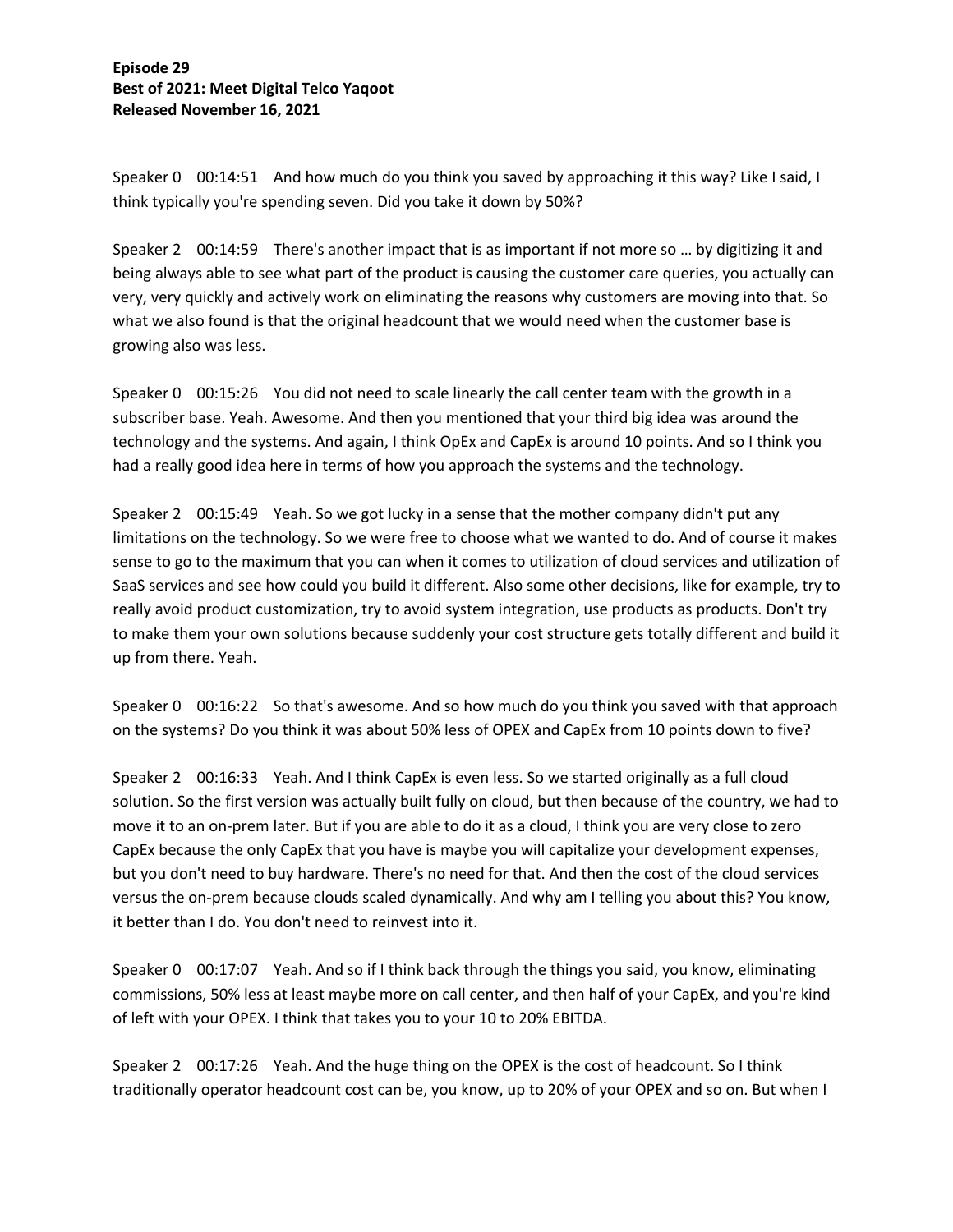Speaker 0 00:14:51 And how much do you think you saved by approaching it this way? Like I said, I think typically you're spending seven. Did you take it down by 50%?

Speaker 2 00:14:59 There's another impact that is as important if not more so … by digitizing it and being always able to see what part of the product is causing the customer care queries, you actually can very, very quickly and actively work on eliminating the reasons why customers are moving into that. So what we also found is that the original headcount that we would need when the customer base is growing also was less.

Speaker 0 00:15:26 You did not need to scale linearly the call center team with the growth in a subscriber base. Yeah. Awesome. And then you mentioned that your third big idea was around the technology and the systems. And again, I think OpEx and CapEx is around 10 points. And so I think you had a really good idea here in terms of how you approach the systems and the technology.

Speaker 2 00:15:49 Yeah. So we got lucky in a sense that the mother company didn't put any limitations on the technology. So we were free to choose what we wanted to do. And of course it makes sense to go to the maximum that you can when it comes to utilization of cloud services and utilization of SaaS services and see how could you build it different. Also some other decisions, like for example, try to really avoid product customization, try to avoid system integration, use products as products. Don't try to make them your own solutions because suddenly your cost structure gets totally different and build it up from there. Yeah.

Speaker 0 00:16:22 So that's awesome. And so how much do you think you saved with that approach on the systems? Do you think it was about 50% less of OPEX and CapEx from 10 points down to five?

Speaker 2 00:16:33 Yeah. And I think CapEx is even less. So we started originally as a full cloud solution. So the first version was actually built fully on cloud, but then because of the country, we had to move it to an on-prem later. But if you are able to do it as a cloud, I think you are very close to zero CapEx because the only CapEx that you have is maybe you will capitalize your development expenses, but you don't need to buy hardware. There's no need for that. And then the cost of the cloud services versus the on-prem because clouds scaled dynamically. And why am I telling you about this? You know, it better than I do. You don't need to reinvest into it.

Speaker 0 00:17:07 Yeah. And so if I think back through the things you said, you know, eliminating commissions, 50% less at least maybe more on call center, and then half of your CapEx, and you're kind of left with your OPEX. I think that takes you to your 10 to 20% EBITDA.

Speaker 2 00:17:26 Yeah. And the huge thing on the OPEX is the cost of headcount. So I think traditionally operator headcount cost can be, you know, up to 20% of your OPEX and so on. But when I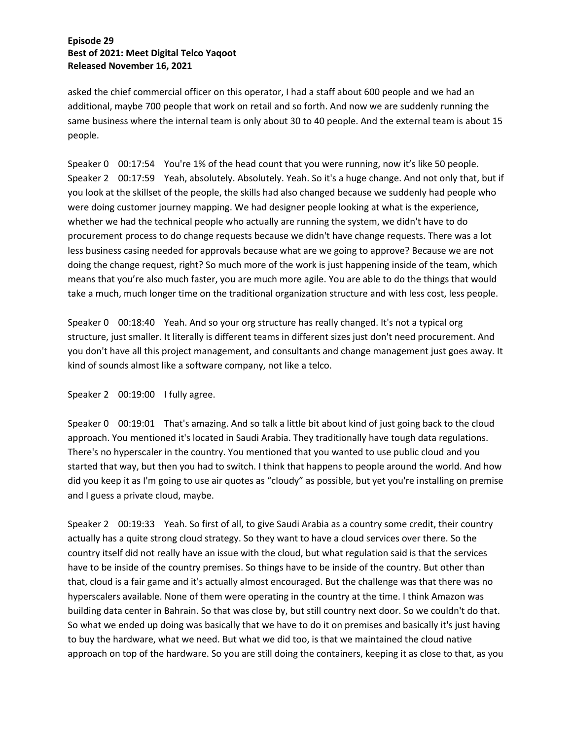asked the chief commercial officer on this operator, I had a staff about 600 people and we had an additional, maybe 700 people that work on retail and so forth. And now we are suddenly running the same business where the internal team is only about 30 to 40 people. And the external team is about 15 people.

Speaker 0 00:17:54 You're 1% of the head count that you were running, now it's like 50 people.
Speaker 2 00:17:59 Yeah, absolutely. Absolutely. Yeah. So it's a huge change. And not only that, but if you look at the skillset of the people, the skills had also changed because we suddenly had people who were doing customer journey mapping. We had designer people looking at what is the experience, whether we had the technical people who actually are running the system, we didn't have to do procurement process to do change requests because we didn't have change requests. There was a lot less business casing needed for approvals because what are we going to approve? Because we are not doing the change request, right? So much more of the work is just happening inside of the team, which means that you're also much faster, you are much more agile. You are able to do the things that would take a much, much longer time on the traditional organization structure and with less cost, less people.

Speaker 0 00:18:40 Yeah. And so your org structure has really changed. It's not a typical org structure, just smaller. It literally is different teams in different sizes just don't need procurement. And you don't have all this project management, and consultants and change management just goes away. It kind of sounds almost like a software company, not like a telco.

Speaker 2 00:19:00 I fully agree.

Speaker 0 00:19:01 That's amazing. And so talk a little bit about kind of just going back to the cloud approach. You mentioned it's located in Saudi Arabia. They traditionally have tough data regulations. There's no hyperscaler in the country. You mentioned that you wanted to use public cloud and you started that way, but then you had to switch. I think that happens to people around the world. And how did you keep it as I'm going to use air quotes as "cloudy" as possible, but yet you're installing on premise and I guess a private cloud, maybe.

Speaker 2 00:19:33 Yeah. So first of all, to give Saudi Arabia as a country some credit, their country actually has a quite strong cloud strategy. So they want to have a cloud services over there. So the country itself did not really have an issue with the cloud, but what regulation said is that the services have to be inside of the country premises. So things have to be inside of the country. But other than that, cloud is a fair game and it's actually almost encouraged. But the challenge was that there was no hyperscalers available. None of them were operating in the country at the time. I think Amazon was building data center in Bahrain. So that was close by, but still country next door. So we couldn't do that. So what we ended up doing was basically that we have to do it on premises and basically it's just having to buy the hardware, what we need. But what we did too, is that we maintained the cloud native approach on top of the hardware. So you are still doing the containers, keeping it as close to that, as you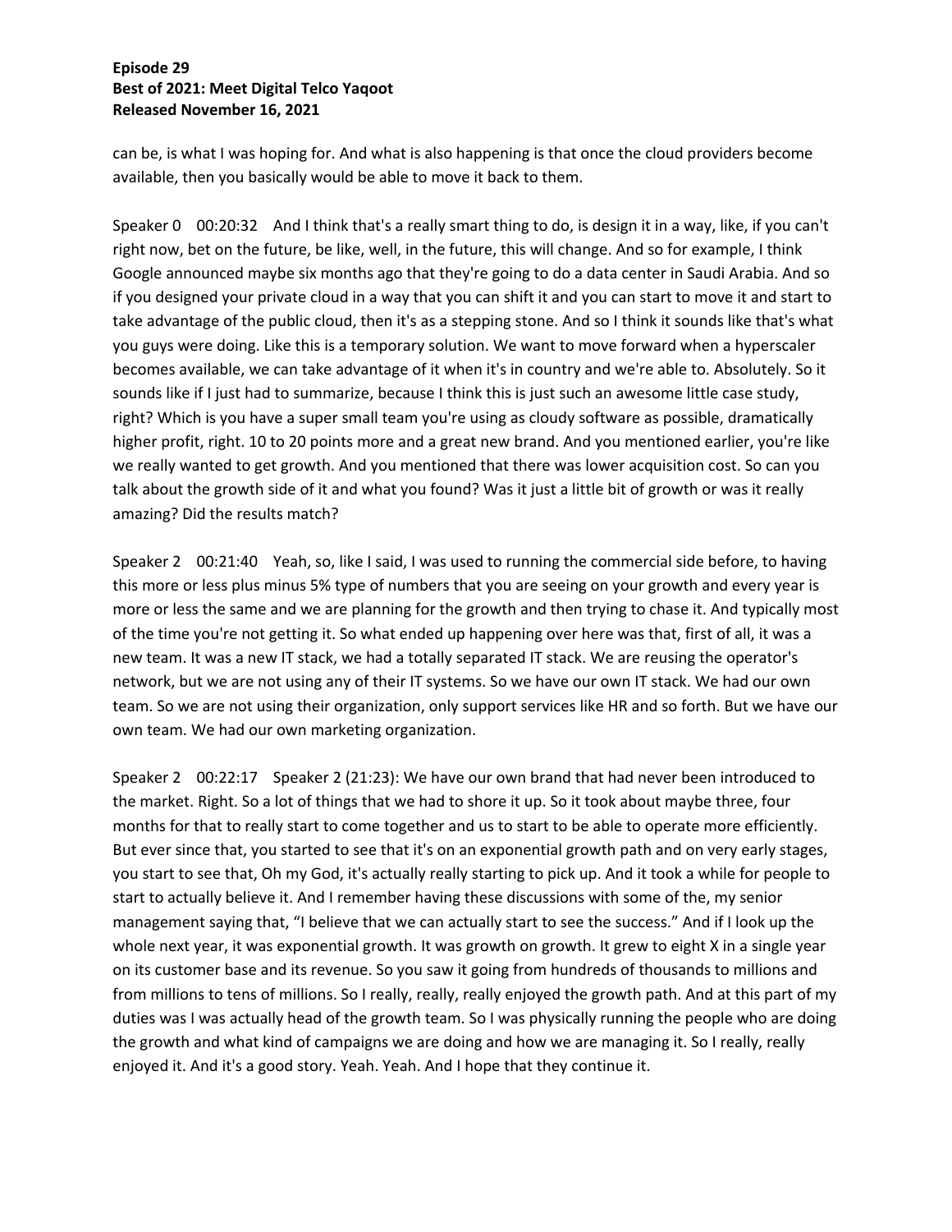can be, is what I was hoping for. And what is also happening is that once the cloud providers become available, then you basically would be able to move it back to them.

Speaker 0 00:20:32 And I think that's a really smart thing to do, is design it in a way, like, if you can't right now, bet on the future, be like, well, in the future, this will change. And so for example, I think Google announced maybe six months ago that they're going to do a data center in Saudi Arabia. And so if you designed your private cloud in a way that you can shift it and you can start to move it and start to take advantage of the public cloud, then it's as a stepping stone. And so I think it sounds like that's what you guys were doing. Like this is a temporary solution. We want to move forward when a hyperscaler becomes available, we can take advantage of it when it's in country and we're able to. Absolutely. So it sounds like if I just had to summarize, because I think this is just such an awesome little case study, right? Which is you have a super small team you're using as cloudy software as possible, dramatically higher profit, right. 10 to 20 points more and a great new brand. And you mentioned earlier, you're like we really wanted to get growth. And you mentioned that there was lower acquisition cost. So can you talk about the growth side of it and what you found? Was it just a little bit of growth or was it really amazing? Did the results match?

Speaker 2 00:21:40 Yeah, so, like I said, I was used to running the commercial side before, to having this more or less plus minus 5% type of numbers that you are seeing on your growth and every year is more or less the same and we are planning for the growth and then trying to chase it. And typically most of the time you're not getting it. So what ended up happening over here was that, first of all, it was a new team. It was a new IT stack, we had a totally separated IT stack. We are reusing the operator's network, but we are not using any of their IT systems. So we have our own IT stack. We had our own team. So we are not using their organization, only support services like HR and so forth. But we have our own team. We had our own marketing organization.

Speaker 2 00:22:17 Speaker 2 (21:23): We have our own brand that had never been introduced to the market. Right. So a lot of things that we had to shore it up. So it took about maybe three, four months for that to really start to come together and us to start to be able to operate more efficiently. But ever since that, you started to see that it's on an exponential growth path and on very early stages, you start to see that, Oh my God, it's actually really starting to pick up. And it took a while for people to start to actually believe it. And I remember having these discussions with some of the, my senior management saying that, "I believe that we can actually start to see the success." And if I look up the whole next year, it was exponential growth. It was growth on growth. It grew to eight X in a single year on its customer base and its revenue. So you saw it going from hundreds of thousands to millions and from millions to tens of millions. So I really, really, really enjoyed the growth path. And at this part of my duties was I was actually head of the growth team. So I was physically running the people who are doing the growth and what kind of campaigns we are doing and how we are managing it. So I really, really enjoyed it. And it's a good story. Yeah. Yeah. And I hope that they continue it.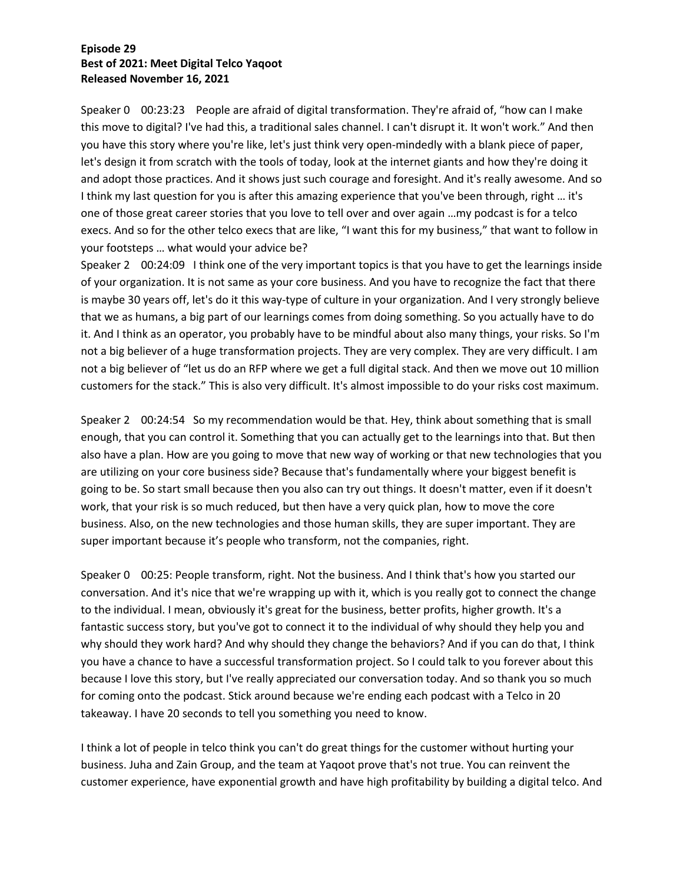**Episode 29**
**Best of 2021: Meet Digital Telco Yaqoot**
**Released November 16, 2021**

Speaker 0 00:23:23 People are afraid of digital transformation. They're afraid of, "how can I make this move to digital? I've had this, a traditional sales channel. I can't disrupt it. It won't work." And then you have this story where you're like, let's just think very open-mindedly with a blank piece of paper, let's design it from scratch with the tools of today, look at the internet giants and how they're doing it and adopt those practices. And it shows just such courage and foresight. And it's really awesome. And so I think my last question for you is after this amazing experience that you've been through, right … it's one of those great career stories that you love to tell over and over again …my podcast is for a telco execs. And so for the other telco execs that are like, "I want this for my business," that want to follow in your footsteps … what would your advice be?

Speaker 2 00:24:09 I think one of the very important topics is that you have to get the learnings inside of your organization. It is not same as your core business. And you have to recognize the fact that there is maybe 30 years off, let's do it this way-type of culture in your organization. And I very strongly believe that we as humans, a big part of our learnings comes from doing something. So you actually have to do it. And I think as an operator, you probably have to be mindful about also many things, your risks. So I'm not a big believer of a huge transformation projects. They are very complex. They are very difficult. I am not a big believer of "let us do an RFP where we get a full digital stack. And then we move out 10 million customers for the stack." This is also very difficult. It's almost impossible to do your risks cost maximum.

Speaker 2 00:24:54 So my recommendation would be that. Hey, think about something that is small enough, that you can control it. Something that you can actually get to the learnings into that. But then also have a plan. How are you going to move that new way of working or that new technologies that you are utilizing on your core business side? Because that's fundamentally where your biggest benefit is going to be. So start small because then you also can try out things. It doesn't matter, even if it doesn't work, that your risk is so much reduced, but then have a very quick plan, how to move the core business. Also, on the new technologies and those human skills, they are super important. They are super important because it's people who transform, not the companies, right.

Speaker 0 00:25: People transform, right. Not the business. And I think that's how you started our conversation. And it's nice that we're wrapping up with it, which is you really got to connect the change to the individual. I mean, obviously it's great for the business, better profits, higher growth. It's a fantastic success story, but you've got to connect it to the individual of why should they help you and why should they work hard? And why should they change the behaviors? And if you can do that, I think you have a chance to have a successful transformation project. So I could talk to you forever about this because I love this story, but I've really appreciated our conversation today. And so thank you so much for coming onto the podcast. Stick around because we're ending each podcast with a Telco in 20 takeaway. I have 20 seconds to tell you something you need to know.

I think a lot of people in telco think you can't do great things for the customer without hurting your business. Juha and Zain Group, and the team at Yaqoot prove that's not true. You can reinvent the customer experience, have exponential growth and have high profitability by building a digital telco. And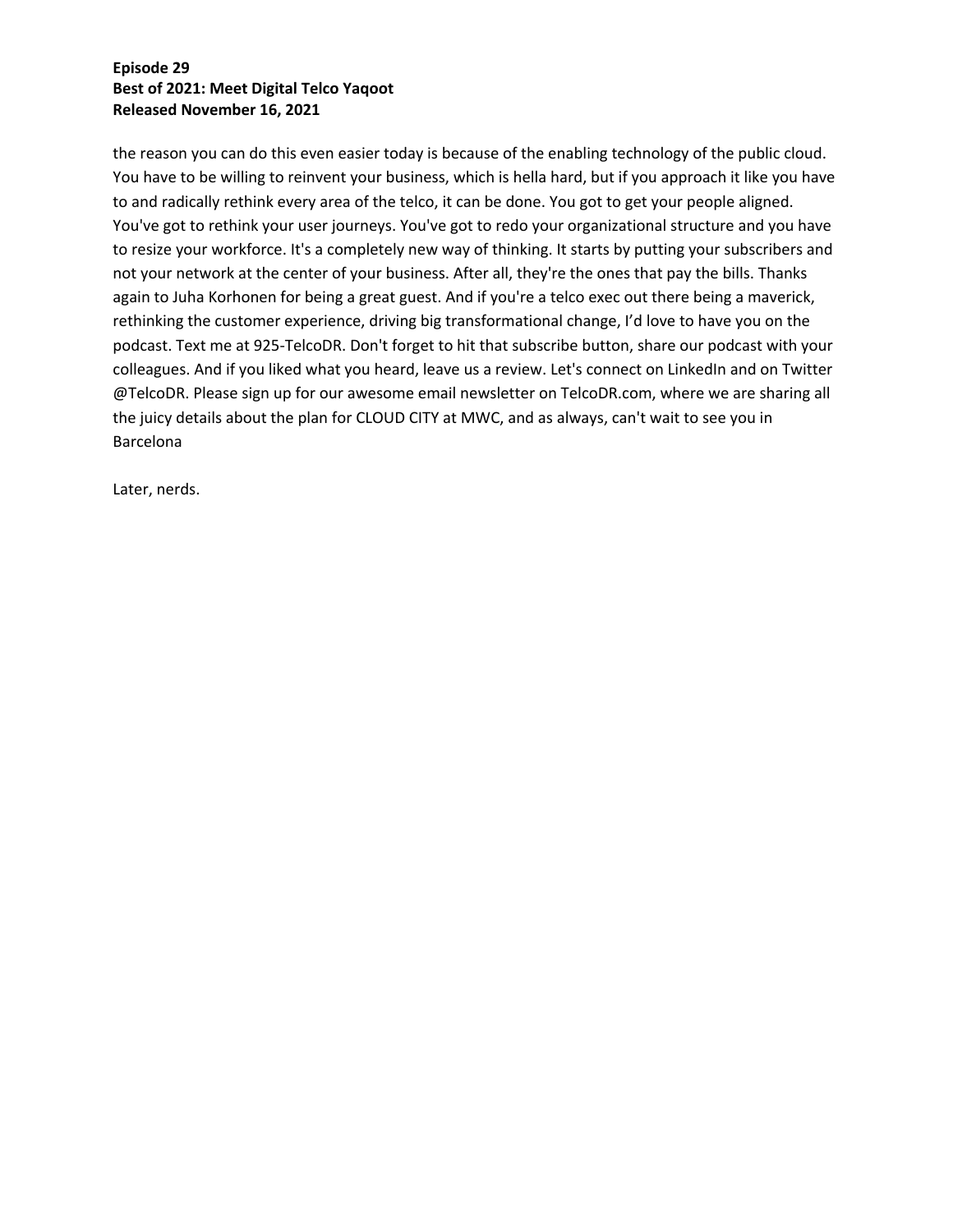the reason you can do this even easier today is because of the enabling technology of the public cloud. You have to be willing to reinvent your business, which is hella hard, but if you approach it like you have to and radically rethink every area of the telco, it can be done. You got to get your people aligned. You've got to rethink your user journeys. You've got to redo your organizational structure and you have to resize your workforce. It's a completely new way of thinking. It starts by putting your subscribers and not your network at the center of your business. After all, they're the ones that pay the bills. Thanks again to Juha Korhonen for being a great guest. And if you're a telco exec out there being a maverick, rethinking the customer experience, driving big transformational change, I'd love to have you on the podcast. Text me at 925-TelcoDR. Don't forget to hit that subscribe button, share our podcast with your colleagues. And if you liked what you heard, leave us a review. Let's connect on LinkedIn and on Twitter @TelcoDR. Please sign up for our awesome email newsletter on TelcoDR.com, where we are sharing all the juicy details about the plan for CLOUD CITY at MWC, and as always, can't wait to see you in Barcelona

Later, nerds.